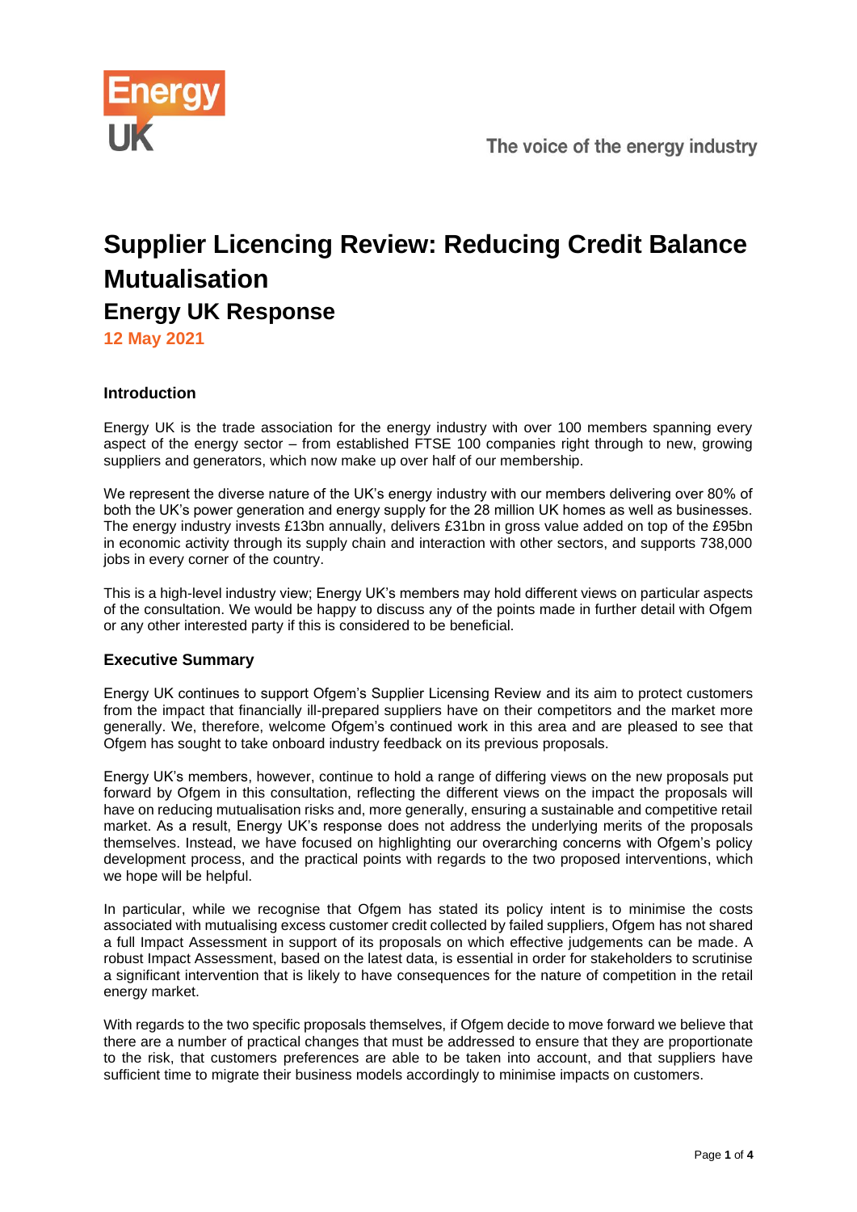# Supplier Licencing Review: Reducing Credit Balance Mutualisation

## Energy UK Response

**12 May 2021**

### Introduction

Energy UK is the trade association for the energy industry with over 100 members spanning every aspect of the energy sector – from established FTSE 100 companies right through to new, growing suppliers and generators, which now make up over half of our membership.

We represent the diverse nature of the UK's energy industry with our members delivering over 80% of both the UK's power generation and energy supply for the 28 million UK homes as well as businesses. The energy industry invests £13bn annually, delivers £31bn in gross value added on top of the £95bn in economic activity through its supply chain and interaction with other sectors, and supports 738,000 jobs in every corner of the country.

This is a high-level industry view; Energy UK's members may hold different views on particular aspects of the consultation. We would be happy to discuss any of the points made in further detail with Ofgem or any other interested party if this is considered to be beneficial.

### Executive Summary

Energy UK continues to support Ofgem's Supplier Licensing Review and its aim to protect customers from the impact that financially ill-prepared suppliers have on their competitors and the market more generally. We, therefore, welcome Ofgem's continued work in this area and are pleased to see that Ofgem has sought to take onboard industry feedback on its previous proposals.

Energy UK's members, however, continue to hold a range of differing views on the new proposals put forward by Ofgem in this consultation, reflecting the different views on the impact the proposals will have on reducing mutualisation risks and, more generally, ensuring a sustainable and competitive retail market. As a result, Energy UK's response does not address the underlying merits of the proposals themselves. Instead, we have focused on highlighting our overarching concerns with Ofgem's policy development process, and the practical points with regards to the two proposed interventions, which we hope will be helpful.

In particular, while we recognise that Ofgem has stated its policy intent is to minimise the costs associated with mutualising excess customer credit collected by failed suppliers, Ofgem has not shared a full Impact Assessment in support of its proposals on which effective judgements can be made. A robust Impact Assessment, based on the latest data, is essential in order for stakeholders to scrutinise a significant intervention that is likely to have consequences for the nature of competition in the retail energy market.

With regards to the two specific proposals themselves, if Ofgem decide to move forward we believe that there are a number of practical changes that must be addressed to ensure that they are proportionate to the risk, that customers preferences are able to be taken into account, and that suppliers have sufficient time to migrate their business models accordingly to minimise impacts on customers.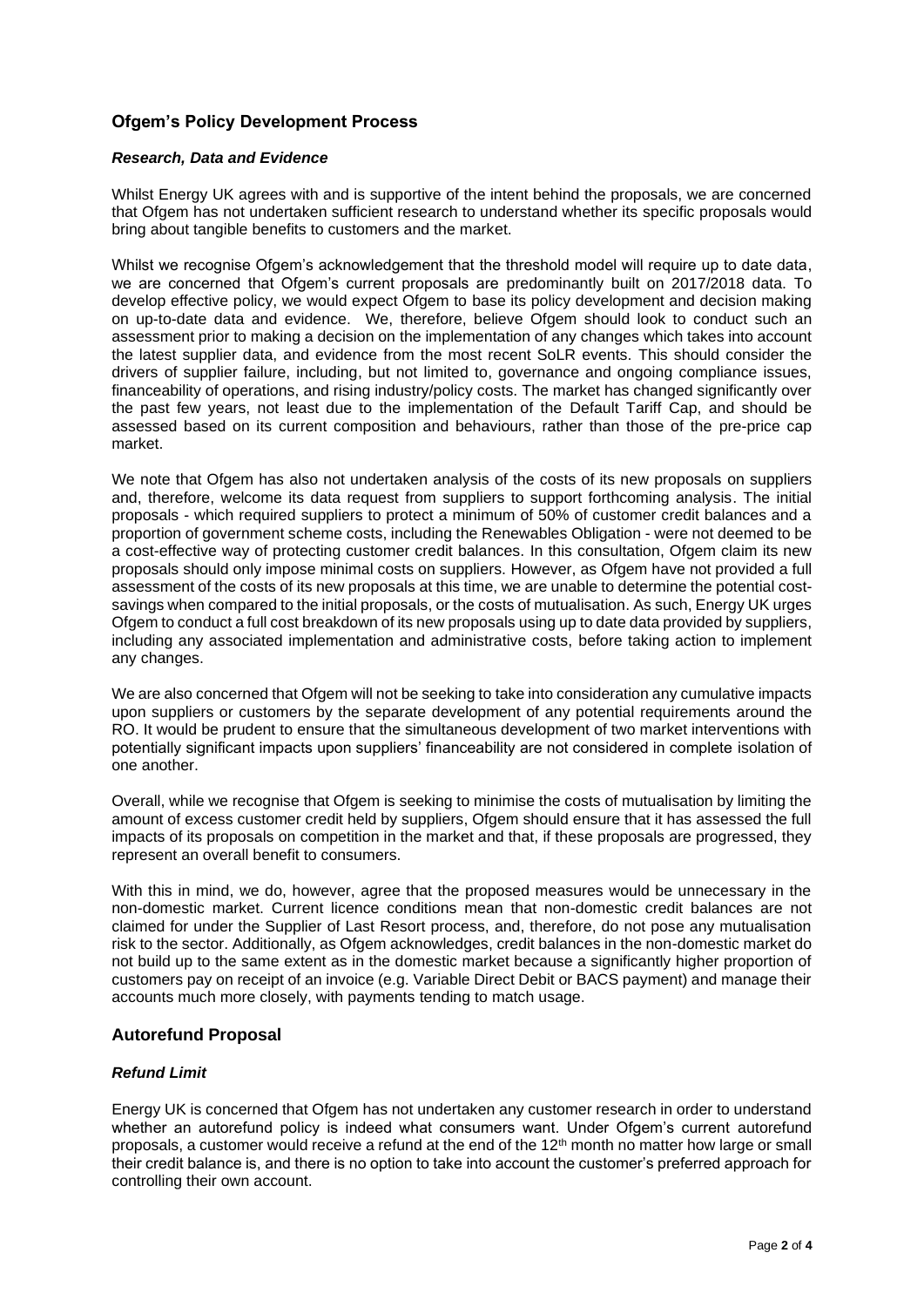## Ofgem's Policy Development Process

### *Research, Data and Evidence*

Whilst Energy UK agrees with and is supportive of the intent behind the proposals, we are concerned that Ofgem has not undertaken sufficient research to understand whether its specific proposals would bring about tangible benefits to customers and the market.

Whilst we recognise Ofgem's acknowledgement that the threshold model will require up to date data, we are concerned that Ofgem's current proposals are predominantly built on 2017/2018 data. To develop effective policy, we would expect Ofgem to base its policy development and decision making on up-to-date data and evidence. We, therefore, believe Ofgem should look to conduct such an assessment prior to making a decision on the implementation of any changes which takes into account the latest supplier data, and evidence from the most recent SoLR events. This should consider the drivers of supplier failure, including, but not limited to, governance and ongoing compliance issues, financeability of operations, and rising industry/policy costs. The market has changed significantly over the past few years, not least due to the implementation of the Default Tariff Cap, and should be assessed based on its current composition and behaviours, rather than those of the pre-price cap market.

We note that Ofgem has also not undertaken analysis of the costs of its new proposals on suppliers and, therefore, welcome its data request from suppliers to support forthcoming analysis. The initial proposals - which required suppliers to protect a minimum of 50% of customer credit balances and a proportion of government scheme costs, including the Renewables Obligation - were not deemed to be a cost-effective way of protecting customer credit balances. In this consultation, Ofgem claim its new proposals should only impose minimal costs on suppliers. However, as Ofgem have not provided a full assessment of the costs of its new proposals at this time, we are unable to determine the potential cost-savings when compared to the initial proposals, or the costs of mutualisation. As such, Energy UK urges Ofgem to conduct a full cost breakdown of its new proposals using up to date data provided by suppliers, including any associated implementation and administrative costs, before taking action to implement any changes.

We are also concerned that Ofgem will not be seeking to take into consideration any cumulative impacts upon suppliers or customers by the separate development of any potential requirements around the RO. It would be prudent to ensure that the simultaneous development of two market interventions with potentially significant impacts upon suppliers' financeability are not considered in complete isolation of one another.

Overall, while we recognise that Ofgem is seeking to minimise the costs of mutualisation by limiting the amount of excess customer credit held by suppliers, Ofgem should ensure that it has assessed the full impacts of its proposals on competition in the market and that, if these proposals are progressed, they represent an overall benefit to consumers.

With this in mind, we do, however, agree that the proposed measures would be unnecessary in the non-domestic market. Current licence conditions mean that non-domestic credit balances are not claimed for under the Supplier of Last Resort process, and, therefore, do not pose any mutualisation risk to the sector. Additionally, as Ofgem acknowledges, credit balances in the non-domestic market do not build up to the same extent as in the domestic market because a significantly higher proportion of customers pay on receipt of an invoice (e.g. Variable Direct Debit or BACS payment) and manage their accounts much more closely, with payments tending to match usage.

## Autorefund Proposal

### *Refund Limit*

Energy UK is concerned that Ofgem has not undertaken any customer research in order to understand whether an autorefund policy is indeed what consumers want. Under Ofgem's current autorefund proposals, a customer would receive a refund at the end of the 12th month no matter how large or small their credit balance is, and there is no option to take into account the customer's preferred approach for controlling their own account.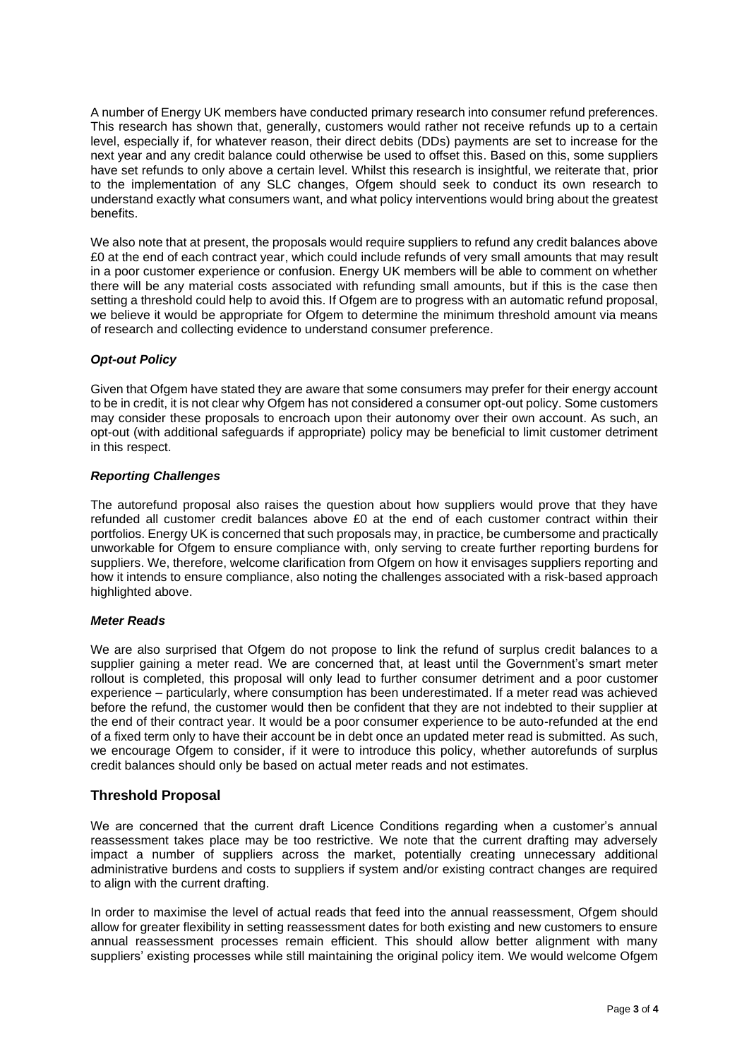A number of Energy UK members have conducted primary research into consumer refund preferences. This research has shown that, generally, customers would rather not receive refunds up to a certain level, especially if, for whatever reason, their direct debits (DDs) payments are set to increase for the next year and any credit balance could otherwise be used to offset this. Based on this, some suppliers have set refunds to only above a certain level. Whilst this research is insightful, we reiterate that, prior to the implementation of any SLC changes, Ofgem should seek to conduct its own research to understand exactly what consumers want, and what policy interventions would bring about the greatest benefits.

We also note that at present, the proposals would require suppliers to refund any credit balances above £0 at the end of each contract year, which could include refunds of very small amounts that may result in a poor customer experience or confusion. Energy UK members will be able to comment on whether there will be any material costs associated with refunding small amounts, but if this is the case then setting a threshold could help to avoid this. If Ofgem are to progress with an automatic refund proposal, we believe it would be appropriate for Ofgem to determine the minimum threshold amount via means of research and collecting evidence to understand consumer preference.

***Opt-out Policy***

Given that Ofgem have stated they are aware that some consumers may prefer for their energy account to be in credit, it is not clear why Ofgem has not considered a consumer opt-out policy. Some customers may consider these proposals to encroach upon their autonomy over their own account. As such, an opt-out (with additional safeguards if appropriate) policy may be beneficial to limit customer detriment in this respect.

***Reporting Challenges***

The autorefund proposal also raises the question about how suppliers would prove that they have refunded all customer credit balances above £0 at the end of each customer contract within their portfolios. Energy UK is concerned that such proposals may, in practice, be cumbersome and practically unworkable for Ofgem to ensure compliance with, only serving to create further reporting burdens for suppliers. We, therefore, welcome clarification from Ofgem on how it envisages suppliers reporting and how it intends to ensure compliance, also noting the challenges associated with a risk-based approach highlighted above.

***Meter Reads***

We are also surprised that Ofgem do not propose to link the refund of surplus credit balances to a supplier gaining a meter read. We are concerned that, at least until the Government's smart meter rollout is completed, this proposal will only lead to further consumer detriment and a poor customer experience – particularly, where consumption has been underestimated. If a meter read was achieved before the refund, the customer would then be confident that they are not indebted to their supplier at the end of their contract year. It would be a poor consumer experience to be auto-refunded at the end of a fixed term only to have their account be in debt once an updated meter read is submitted. As such, we encourage Ofgem to consider, if it were to introduce this policy, whether autorefunds of surplus credit balances should only be based on actual meter reads and not estimates.

## Threshold Proposal

We are concerned that the current draft Licence Conditions regarding when a customer's annual reassessment takes place may be too restrictive. We note that the current drafting may adversely impact a number of suppliers across the market, potentially creating unnecessary additional administrative burdens and costs to suppliers if system and/or existing contract changes are required to align with the current drafting.

In order to maximise the level of actual reads that feed into the annual reassessment, Ofgem should allow for greater flexibility in setting reassessment dates for both existing and new customers to ensure annual reassessment processes remain efficient. This should allow better alignment with many suppliers' existing processes while still maintaining the original policy item. We would welcome Ofgem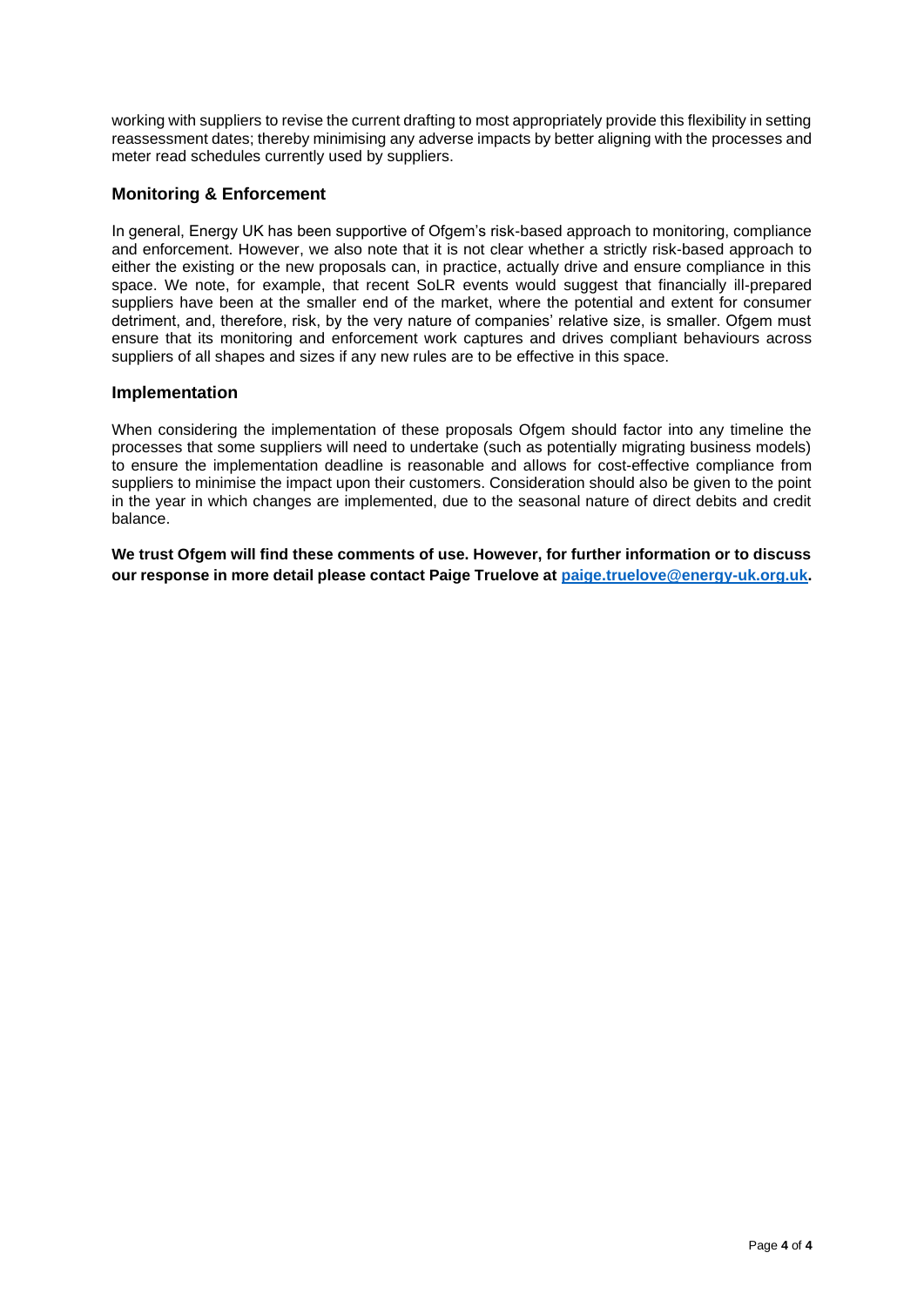working with suppliers to revise the current drafting to most appropriately provide this flexibility in setting reassessment dates; thereby minimising any adverse impacts by better aligning with the processes and meter read schedules currently used by suppliers.

## Monitoring & Enforcement

In general, Energy UK has been supportive of Ofgem's risk-based approach to monitoring, compliance and enforcement. However, we also note that it is not clear whether a strictly risk-based approach to either the existing or the new proposals can, in practice, actually drive and ensure compliance in this space. We note, for example, that recent SoLR events would suggest that financially ill-prepared suppliers have been at the smaller end of the market, where the potential and extent for consumer detriment, and, therefore, risk, by the very nature of companies' relative size, is smaller. Ofgem must ensure that its monitoring and enforcement work captures and drives compliant behaviours across suppliers of all shapes and sizes if any new rules are to be effective in this space.

## Implementation

When considering the implementation of these proposals Ofgem should factor into any timeline the processes that some suppliers will need to undertake (such as potentially migrating business models) to ensure the implementation deadline is reasonable and allows for cost-effective compliance from suppliers to minimise the impact upon their customers. Consideration should also be given to the point in the year in which changes are implemented, due to the seasonal nature of direct debits and credit balance.

**We trust Ofgem will find these comments of use. However, for further information or to discuss our response in more detail please contact Paige Truelove at [paige.truelove@energy-uk.org.uk](mailto:paige.truelove@energy-uk.org.uk).**